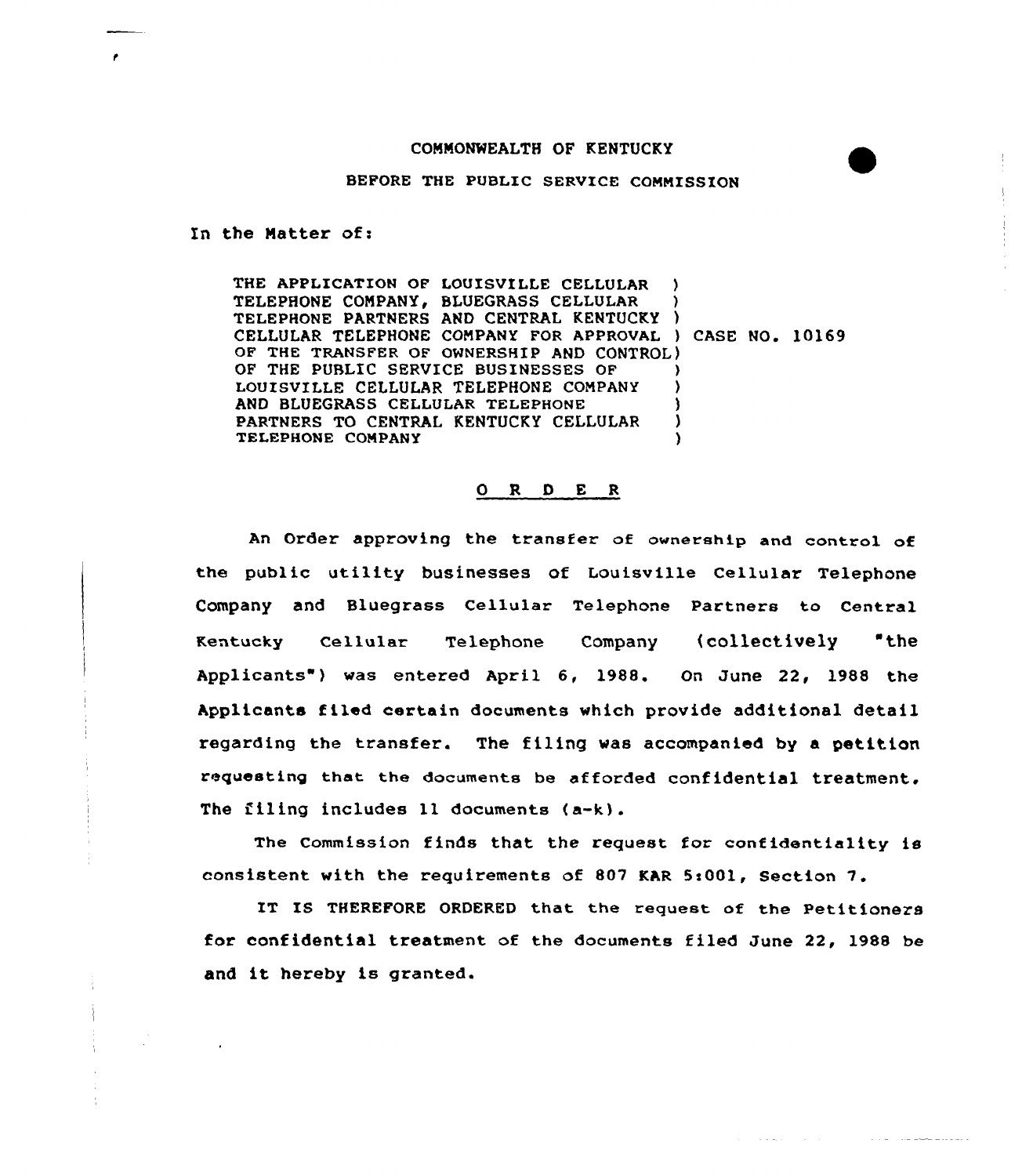COMMONWEALTH OF KENTUCKY

BEFORE THE PUBLIC SERVICE COMMISSION

In the Matter of:

| | | |
|---|---|---|
| THE APPLICATION OF LOUISVILLE CELLULAR TELEPHONE COMPANY, BLUEGRASS CELLULAR TELEPHONE PARTNERS AND CENTRAL KENTUCKY CELLULAR TELEPHONE COMPANY FOR APPROVAL OF THE TRANSFER OF OWNERSHIP AND CONTROL OF THE PUBLIC SERVICE BUSINESSES OF LOUISVILLE CELLULAR TELEPHONE COMPANY AND BLUEGRASS CELLULAR TELEPHONE PARTNERS TO CENTRAL KENTUCKY CELLULAR TELEPHONE COMPANY | ) | CASE NO. 10169 |

## O R D E R

An Order approving the transfer of ownership and control of the public utility businesses of Louisville Cellular Telephone Company and Bluegrass Cellular Telephone Partners to Central Kentucky Cellular Telephone Company (collectively "the Applicants") was entered April 6, 1988. On June 22, 1988 the Applicants filed certain documents which provide additional detail regarding the transfer. The filing was accompanied by a petition requesting that the documents be afforded confidential treatment. The filing includes 11 documents (a-k).

The Commission finds that the request for confidentiality is consistent with the requirements of 807 KAR 5:001, Section 7.

IT IS THEREFORE ORDERED that the request of the Petitioners for confidential treatment of the documents filed June 22, 1988 be and it hereby is granted.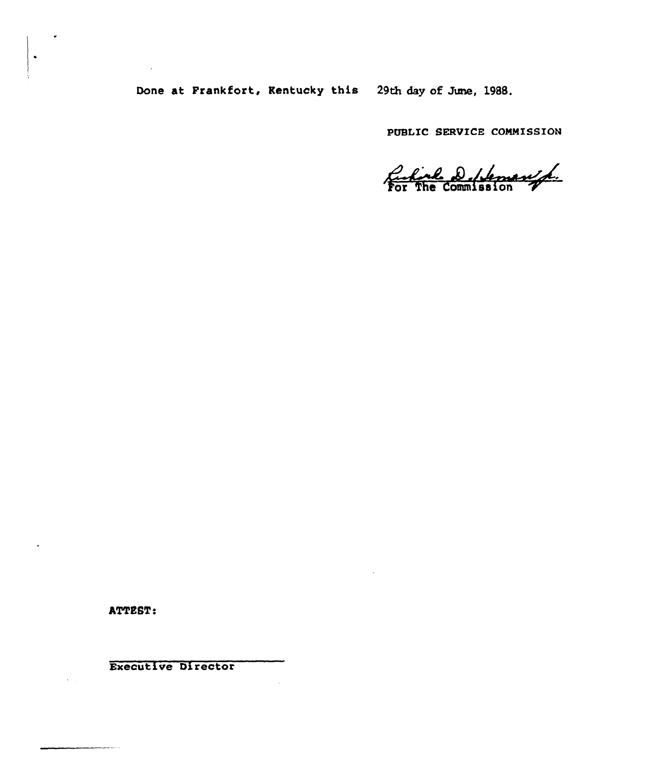Done at Frankfort, Kentucky this 29th day of June, 1988.

PUBLIC SERVICE COMMISSION

For The Commission

ATTEST:

Executive Director